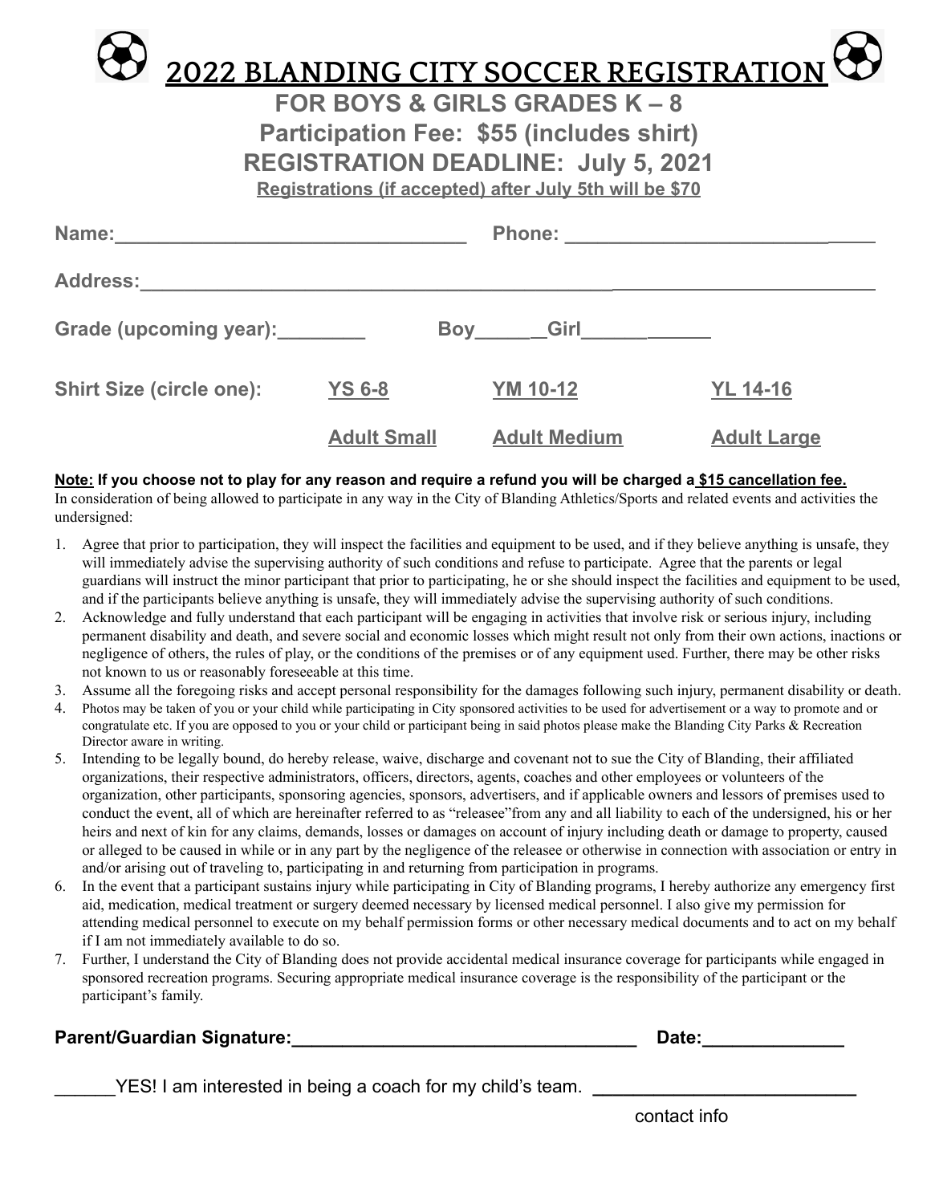# 2022 BLANDING CITY SOCCER REGISTRATION

## FOR BOYS & GIRLS GRADES K – 8

## Participation Fee: $55 (includes shirt)

## REGISTRATION DEADLINE: July 5, 2021

**Registrations (if accepted) after July 5th will be $70**

**Name:**________________________________ **Phone:** _____________________________

**Address:**___________________________________________________________________

**Grade (upcoming year):**________ **Boy**_______**Girl**____________

| **Shirt Size (circle one):** | **YS 6-8** | **YM 10-12** | **YL 14-16** |
|---|---|---|---|
| | **Adult Small** | **Adult Medium** | **Adult Large** |

**Note: If you choose not to play for any reason and require a refund you will be charged a $15 cancellation fee.**
In consideration of being allowed to participate in any way in the City of Blanding Athletics/Sports and related events and activities the undersigned:

1. Agree that prior to participation, they will inspect the facilities and equipment to be used, and if they believe anything is unsafe, they will immediately advise the supervising authority of such conditions and refuse to participate. Agree that the parents or legal guardians will instruct the minor participant that prior to participating, he or she should inspect the facilities and equipment to be used, and if the participants believe anything is unsafe, they will immediately advise the supervising authority of such conditions.
2. Acknowledge and fully understand that each participant will be engaging in activities that involve risk or serious injury, including permanent disability and death, and severe social and economic losses which might result not only from their own actions, inactions or negligence of others, the rules of play, or the conditions of the premises or of any equipment used. Further, there may be other risks not known to us or reasonably foreseeable at this time.
3. Assume all the foregoing risks and accept personal responsibility for the damages following such injury, permanent disability or death.
4. Photos may be taken of you or your child while participating in City sponsored activities to be used for advertisement or a way to promote and or congratulate etc. If you are opposed to you or your child or participant being in said photos please make the Blanding City Parks & Recreation Director aware in writing.
5. Intending to be legally bound, do hereby release, waive, discharge and covenant not to sue the City of Blanding, their affiliated organizations, their respective administrators, officers, directors, agents, coaches and other employees or volunteers of the organization, other participants, sponsoring agencies, sponsors, advertisers, and if applicable owners and lessors of premises used to conduct the event, all of which are hereinafter referred to as "releasee"from any and all liability to each of the undersigned, his or her heirs and next of kin for any claims, demands, losses or damages on account of injury including death or damage to property, caused or alleged to be caused in while or in any part by the negligence of the releasee or otherwise in connection with association or entry in and/or arising out of traveling to, participating in and returning from participation in programs.
6. In the event that a participant sustains injury while participating in City of Blanding programs, I hereby authorize any emergency first aid, medication, medical treatment or surgery deemed necessary by licensed medical personnel. I also give my permission for attending medical personnel to execute on my behalf permission forms or other necessary medical documents and to act on my behalf if I am not immediately available to do so.
7. Further, I understand the City of Blanding does not provide accidental medical insurance coverage for participants while engaged in sponsored recreation programs. Securing appropriate medical insurance coverage is the responsibility of the participant or the participant's family.

**Parent/Guardian Signature:**__________________________________ **Date:**______________

______YES! I am interested in being a coach for my child's team. __________________________
contact info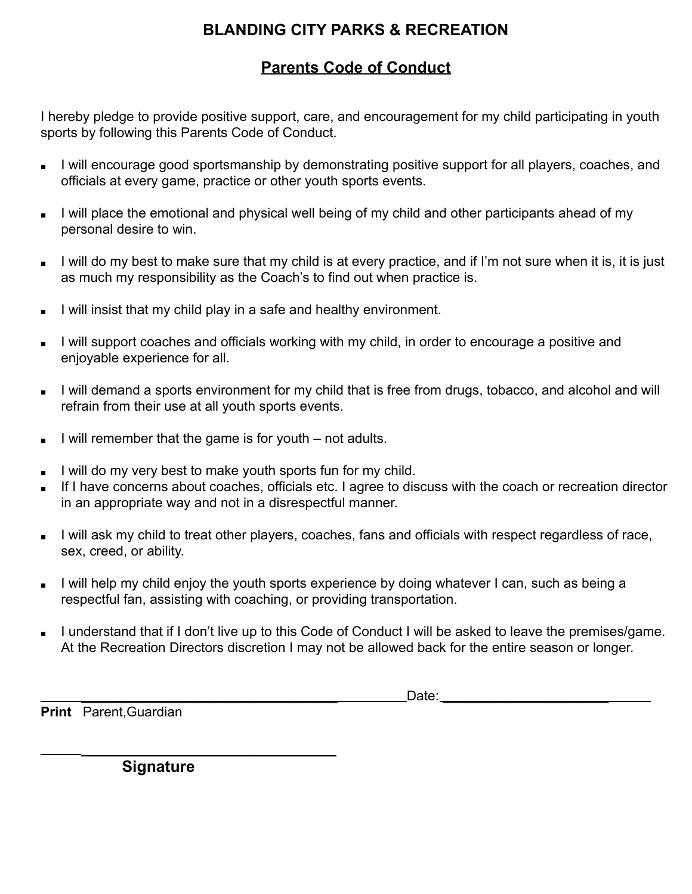# BLANDING CITY PARKS & RECREATION

## Parents Code of Conduct

I hereby pledge to provide positive support, care, and encouragement for my child participating in youth sports by following this Parents Code of Conduct.

- I will encourage good sportsmanship by demonstrating positive support for all players, coaches, and officials at every game, practice or other youth sports events.
- I will place the emotional and physical well being of my child and other participants ahead of my personal desire to win.
- I will do my best to make sure that my child is at every practice, and if I'm not sure when it is, it is just as much my responsibility as the Coach's to find out when practice is.
- I will insist that my child play in a safe and healthy environment.
- I will support coaches and officials working with my child, in order to encourage a positive and enjoyable experience for all.
- I will demand a sports environment for my child that is free from drugs, tobacco, and alcohol and will refrain from their use at all youth sports events.
- I will remember that the game is for youth – not adults.
- I will do my very best to make youth sports fun for my child.
- If I have concerns about coaches, officials etc. I agree to discuss with the coach or recreation director in an appropriate way and not in a disrespectful manner.
- I will ask my child to treat other players, coaches, fans and officials with respect regardless of race, sex, creed, or ability.
- I will help my child enjoy the youth sports experience by doing whatever I can, such as being a respectful fan, assisting with coaching, or providing transportation.
- I understand that if I don't live up to this Code of Conduct I will be asked to leave the premises/game. At the Recreation Directors discretion I may not be allowed back for the entire season or longer.

______________________________________________ Date: ______________________________

**Print** Parent,Guardian

______________________________________________

**Signature**